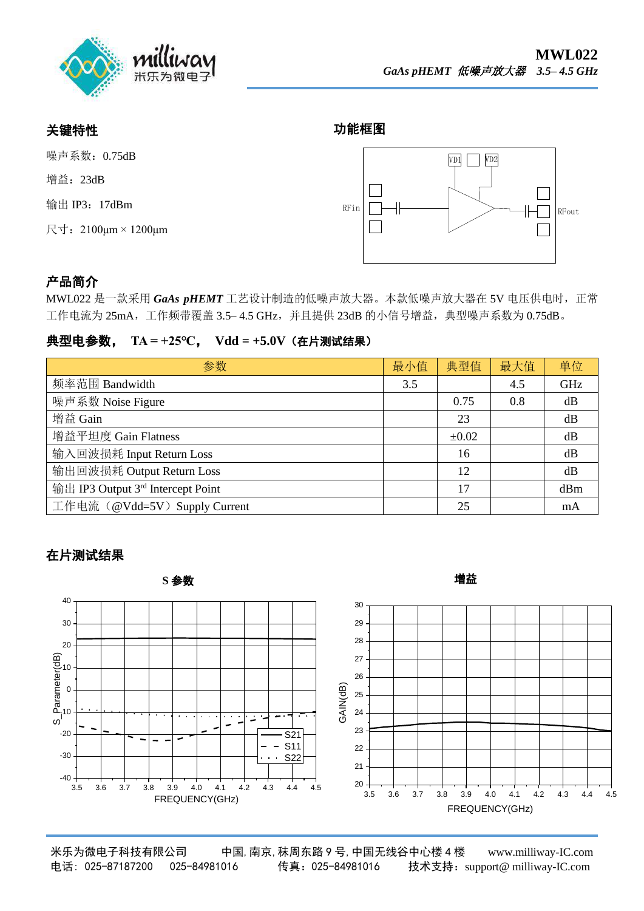**MWL022**

*GaAs pHEMT 低噪声放大器 3.5– 4.5 GHz*

## 关键特性

噪声系数：0.75dB

增益：23dB

输出 IP3：17dBm

尺寸：2100μm × 1200μm

## 功能框图

## 产品简介

MWL022 是一款采用 ***GaAs pHEMT*** 工艺设计制造的低噪声放大器。本款低噪声放大器在 5V 电压供电时，正常工作电流为 25mA，工作频带覆盖 3.5– 4.5 GHz，并且提供 23dB 的小信号增益，典型噪声系数为 0.75dB。

## 典型电参数， TA = +25°C， Vdd = +5.0V（在片测试结果）

| 参数 | 最小值 | 典型值 | 最大值 | 单位 |
|---|---|---|---|---|
| 频率范围 Bandwidth | 3.5 | | 4.5 | GHz |
| 噪声系数 Noise Figure | | 0.75 | 0.8 | dB |
| 增益 Gain | | 23 | | dB |
| 增益平坦度 Gain Flatness | | ±0.02 | | dB |
| 输入回波损耗 Input Return Loss | | 16 | | dB |
| 输出回波损耗 Output Return Loss | | 12 | | dB |
| 输出 IP3 Output 3rd Intercept Point | | 17 | | dBm |
| 工作电流（@Vdd=5V）Supply Current | | 25 | | mA |

## 在片测试结果

**S 参数**

**增益**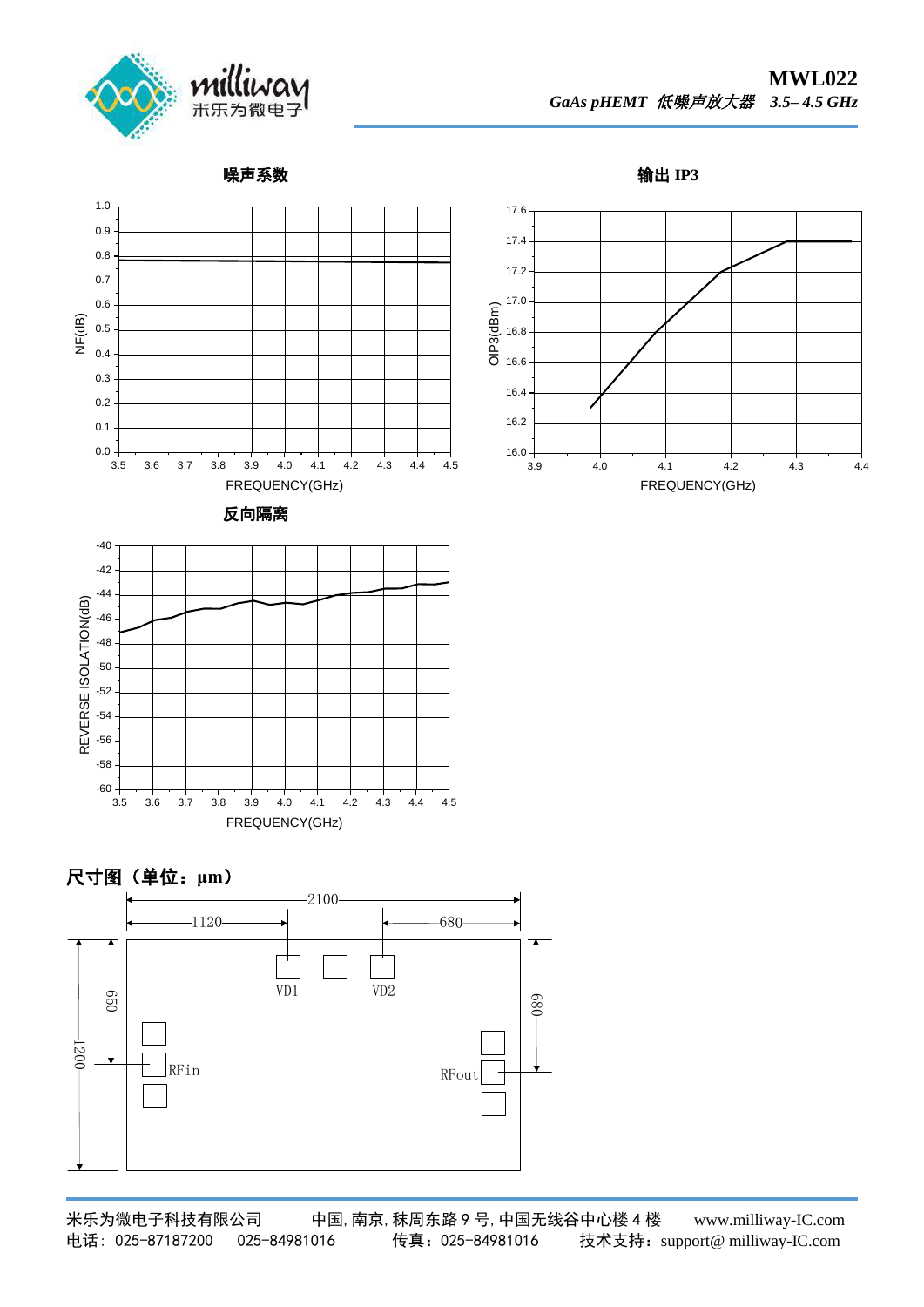噪声系数

输出 IP3

反向隔离

尺寸图（单位：μm）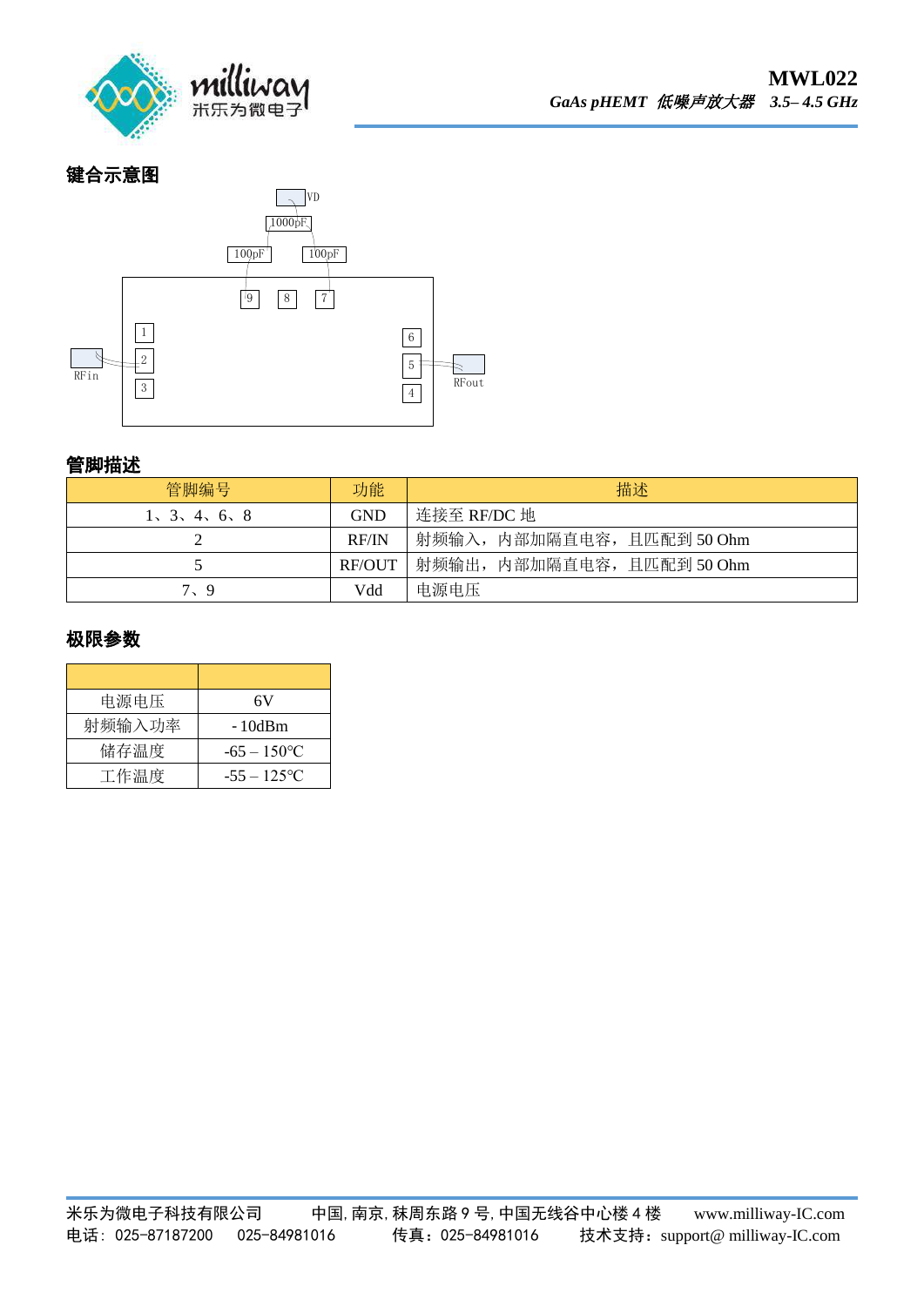## 键合示意图

VD
1000pF
100pF
100pF
9
8
7
1
2
3
6
5
4
RFin
RFout

## 管脚描述

| 管脚编号 | 功能 | 描述 |
|---|---|---|
| 1、3、4、6、8 | GND | 连接至 RF/DC 地 |
| 2 | RF/IN | 射频输入，内部加隔直电容，且匹配到 50 Ohm |
| 5 | RF/OUT | 射频输出，内部加隔直电容，且匹配到 50 Ohm |
| 7、9 | Vdd | 电源电压 |

## 极限参数

| | |
|---|---|
| 电源电压 | 6V |
| 射频输入功率 | - 10dBm |
| 储存温度 | -65 – 150°C |
| 工作温度 | -55 – 125°C |